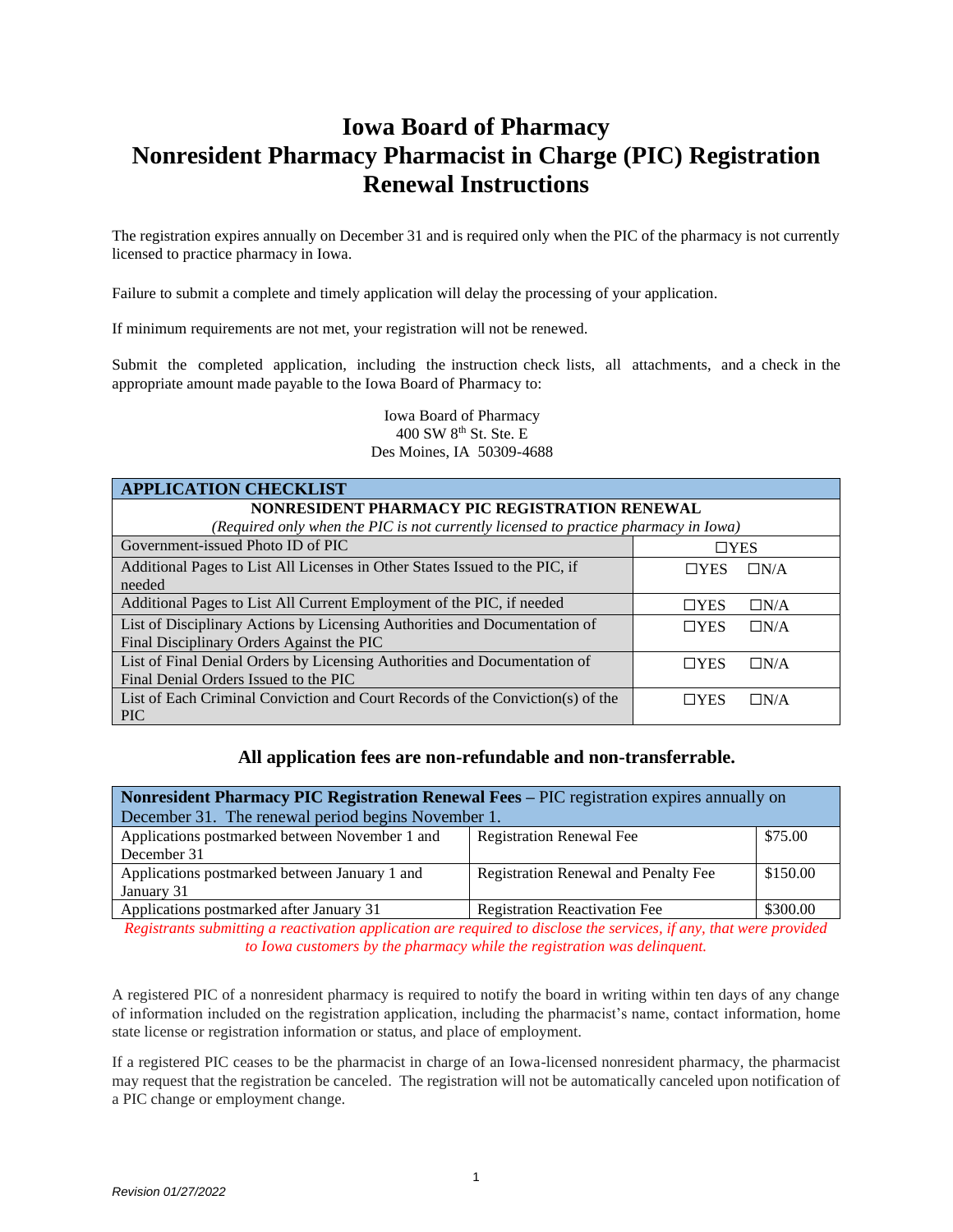# Iowa Board of Pharmacy
# Nonresident Pharmacy Pharmacist in Charge (PIC) Registration Renewal Instructions

The registration expires annually on December 31 and is required only when the PIC of the pharmacy is not currently licensed to practice pharmacy in Iowa.

Failure to submit a complete and timely application will delay the processing of your application.

If minimum requirements are not met, your registration will not be renewed.

Submit the completed application, including the instruction check lists, all attachments, and a check in the appropriate amount made payable to the Iowa Board of Pharmacy to:

Iowa Board of Pharmacy
400 SW 8th St. Ste. E
Des Moines, IA 50309-4688

| **APPLICATION CHECKLIST** | |
|---|---|
| **NONRESIDENT PHARMACY PIC REGISTRATION RENEWAL** *(Required only when the PIC is not currently licensed to practice pharmacy in Iowa)* | |
| Government-issued Photo ID of PIC | ☐YES |
| Additional Pages to List All Licenses in Other States Issued to the PIC, if needed | ☐YES ☐N/A |
| Additional Pages to List All Current Employment of the PIC, if needed | ☐YES ☐N/A |
| List of Disciplinary Actions by Licensing Authorities and Documentation of Final Disciplinary Orders Against the PIC | ☐YES ☐N/A |
| List of Final Denial Orders by Licensing Authorities and Documentation of Final Denial Orders Issued to the PIC | ☐YES ☐N/A |
| List of Each Criminal Conviction and Court Records of the Conviction(s) of the PIC | ☐YES ☐N/A |

### All application fees are non-refundable and non-transferrable.

| **Nonresident Pharmacy PIC Registration Renewal Fees** – PIC registration expires annually on December 31. The renewal period begins November 1. | | |
|---|---|---|
| Applications postmarked between November 1 and December 31 | Registration Renewal Fee | $75.00 |
| Applications postmarked between January 1 and January 31 | Registration Renewal and Penalty Fee | $150.00 |
| Applications postmarked after January 31 | Registration Reactivation Fee | $300.00 |

*Registrants submitting a reactivation application are required to disclose the services, if any, that were provided to Iowa customers by the pharmacy while the registration was delinquent.*

A registered PIC of a nonresident pharmacy is required to notify the board in writing within ten days of any change of information included on the registration application, including the pharmacist's name, contact information, home state license or registration information or status, and place of employment.

If a registered PIC ceases to be the pharmacist in charge of an Iowa-licensed nonresident pharmacy, the pharmacist may request that the registration be canceled. The registration will not be automatically canceled upon notification of a PIC change or employment change.

*Revision 01/27/2022*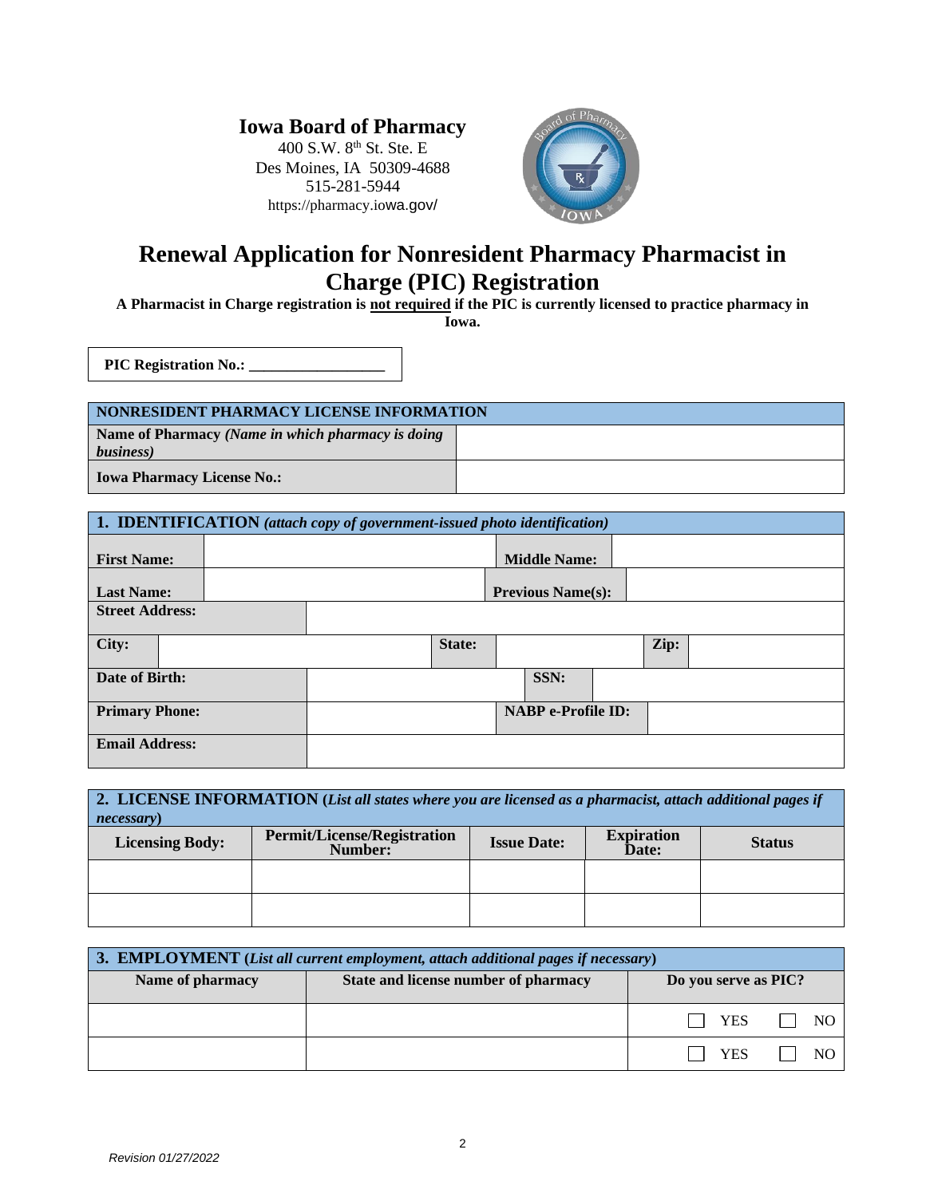# Iowa Board of Pharmacy

400 S.W. 8th St. Ste. E
Des Moines, IA 50309-4688
515-281-5944
https://pharmacy.iowa.gov/

# Renewal Application for Nonresident Pharmacy Pharmacist in Charge (PIC) Registration

**A Pharmacist in Charge registration is not required if the PIC is currently licensed to practice pharmacy in Iowa.**

**PIC Registration No.: __________________**

| NONRESIDENT PHARMACY LICENSE INFORMATION | |
|---|---|
| **Name of Pharmacy** *(Name in which pharmacy is doing business)* | |
| **Iowa Pharmacy License No.:** | |

| **1. IDENTIFICATION** *(attach copy of government-issued photo identification)* | | | | | |
|---|---|---|---|---|---|
| **First Name:** | | **Middle Name:** | | | |
| **Last Name:** | | **Previous Name(s):** | | | |
| **Street Address:** | | | | | |
| **City:** | | **State:** | | **Zip:** | |
| **Date of Birth:** | | **SSN:** | | | |
| **Primary Phone:** | | **NABP e-Profile ID:** | | | |
| **Email Address:** | | | | | |

**2. LICENSE INFORMATION** (*List all states where you are licensed as a pharmacist, attach additional pages if necessary*)

| Licensing Body: | Permit/License/Registration Number: | Issue Date: | Expiration Date: | Status |
|---|---|---|---|---|
| | | | | |
| | | | | |

**3. EMPLOYMENT** (*List all current employment, attach additional pages if necessary*)

| Name of pharmacy | State and license number of pharmacy | Do you serve as PIC? |
|---|---|---|
| | | ☐ YES ☐ NO |
| | | ☐ YES ☐ NO |

*Revision 01/27/2022*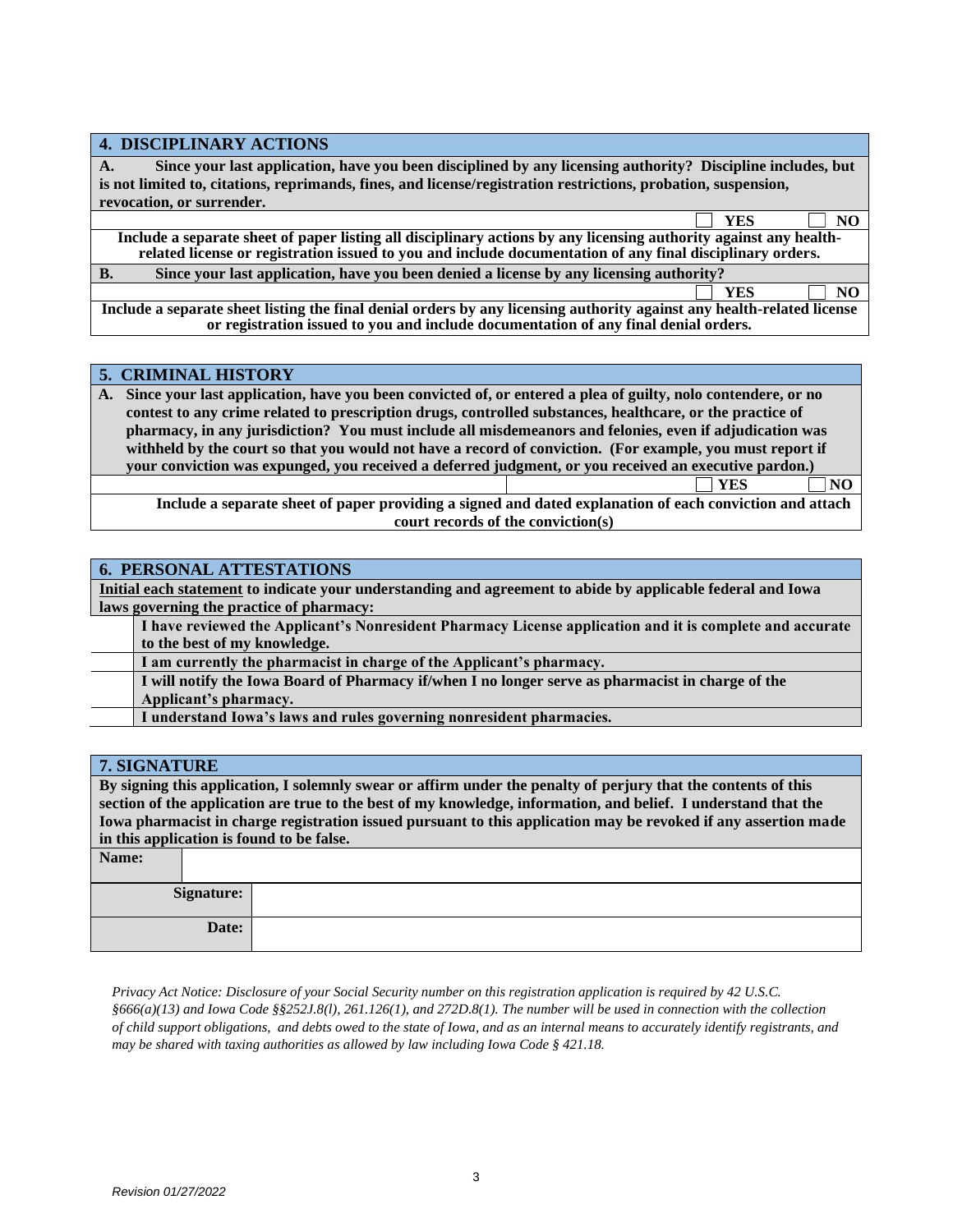## 4. DISCIPLINARY ACTIONS

**A. Since your last application, have you been disciplined by any licensing authority? Discipline includes, but is not limited to, citations, reprimands, fines, and license/registration restrictions, probation, suspension, revocation, or surrender.**

☐ **YES** ☐ **NO**

**Include a separate sheet of paper listing all disciplinary actions by any licensing authority against any health-related license or registration issued to you and include documentation of any final disciplinary orders.**

**B. Since your last application, have you been denied a license by any licensing authority?**

☐ **YES** ☐ **NO**

**Include a separate sheet listing the final denial orders by any licensing authority against any health-related license or registration issued to you and include documentation of any final denial orders.**

## 5. CRIMINAL HISTORY

**A. Since your last application, have you been convicted of, or entered a plea of guilty, nolo contendere, or no contest to any crime related to prescription drugs, controlled substances, healthcare, or the practice of pharmacy, in any jurisdiction? You must include all misdemeanors and felonies, even if adjudication was withheld by the court so that you would not have a record of conviction. (For example, you must report if your conviction was expunged, you received a deferred judgment, or you received an executive pardon.)**

☐ **YES** ☐ **NO**

**Include a separate sheet of paper providing a signed and dated explanation of each conviction and attach court records of the conviction(s)**

## 6. PERSONAL ATTESTATIONS

**<u>Initial each statement</u> to indicate your understanding and agreement to abide by applicable federal and Iowa laws governing the practice of pharmacy:**

| | |
|---|---|
| | **I have reviewed the Applicant's Nonresident Pharmacy License application and it is complete and accurate to the best of my knowledge.** |
| | **I am currently the pharmacist in charge of the Applicant's pharmacy.** |
| | **I will notify the Iowa Board of Pharmacy if/when I no longer serve as pharmacist in charge of the Applicant's pharmacy.** |
| | **I understand Iowa's laws and rules governing nonresident pharmacies.** |

## 7. SIGNATURE

**By signing this application, I solemnly swear or affirm under the penalty of perjury that the contents of this section of the application are true to the best of my knowledge, information, and belief. I understand that the Iowa pharmacist in charge registration issued pursuant to this application may be revoked if any assertion made in this application is found to be false.**

| | |
|---|---|
| **Name:** | |
| **Signature:** | |
| **Date:** | |

*Privacy Act Notice: Disclosure of your Social Security number on this registration application is required by 42 U.S.C. §666(a)(13) and Iowa Code §§252J.8(l), 261.126(1), and 272D.8(1). The number will be used in connection with the collection of child support obligations, and debts owed to the state of Iowa, and as an internal means to accurately identify registrants, and may be shared with taxing authorities as allowed by law including Iowa Code § 421.18.*

*Revision 01/27/2022*